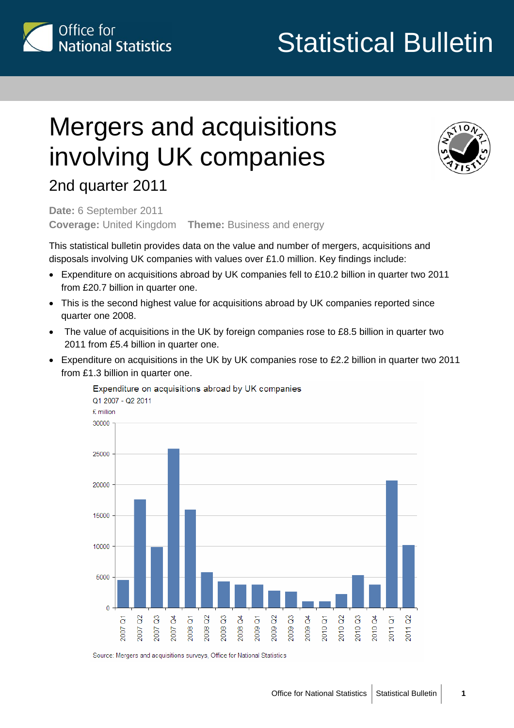Office for National Statistics

# Statistical Bulletin

# Mergers and acquisitions involving UK companies

## 2nd quarter 2011

**Date:** 6 September 2011
**Coverage:** United Kingdom **Theme:** Business and energy

This statistical bulletin provides data on the value and number of mergers, acquisitions and disposals involving UK companies with values over £1.0 million. Key findings include:

- Expenditure on acquisitions abroad by UK companies fell to £10.2 billion in quarter two 2011 from £20.7 billion in quarter one.
- This is the second highest value for acquisitions abroad by UK companies reported since quarter one 2008.
- The value of acquisitions in the UK by foreign companies rose to £8.5 billion in quarter two 2011 from £5.4 billion in quarter one.
- Expenditure on acquisitions in the UK by UK companies rose to £2.2 billion in quarter two 2011 from £1.3 billion in quarter one.

Expenditure on acquisitions abroad by UK companies
Q1 2007 - Q2 2011
£ million

Source: Mergers and acquisitions surveys, Office for National Statistics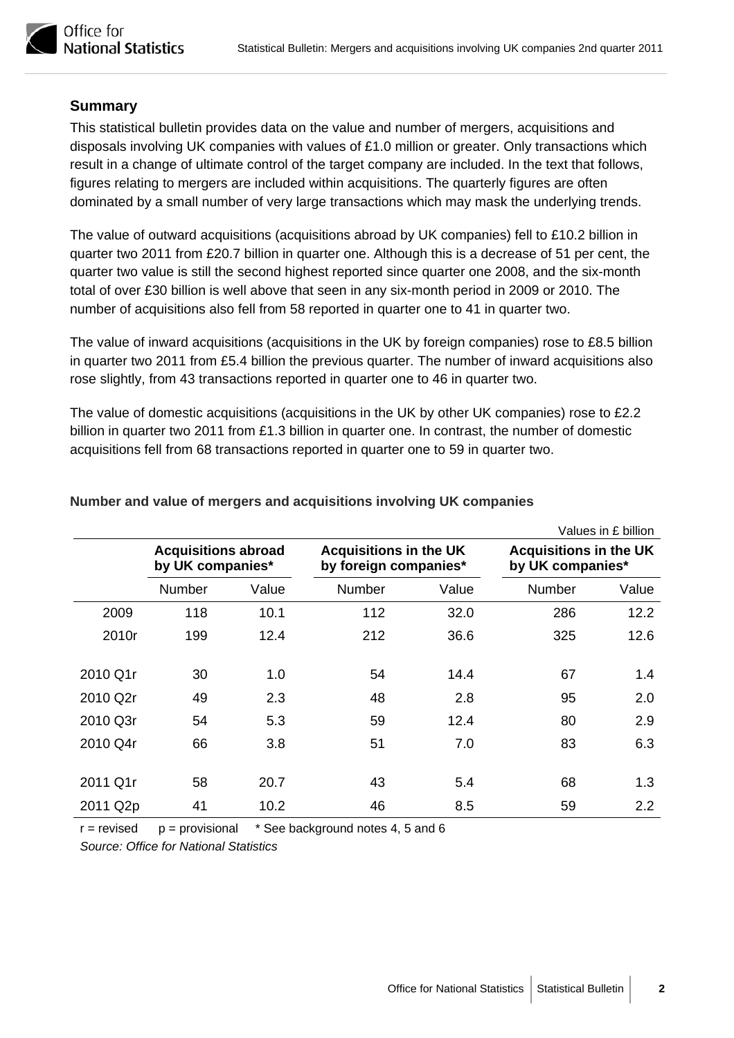## Summary

This statistical bulletin provides data on the value and number of mergers, acquisitions and disposals involving UK companies with values of £1.0 million or greater. Only transactions which result in a change of ultimate control of the target company are included. In the text that follows, figures relating to mergers are included within acquisitions. The quarterly figures are often dominated by a small number of very large transactions which may mask the underlying trends.

The value of outward acquisitions (acquisitions abroad by UK companies) fell to £10.2 billion in quarter two 2011 from £20.7 billion in quarter one. Although this is a decrease of 51 per cent, the quarter two value is still the second highest reported since quarter one 2008, and the six-month total of over £30 billion is well above that seen in any six-month period in 2009 or 2010. The number of acquisitions also fell from 58 reported in quarter one to 41 in quarter two.

The value of inward acquisitions (acquisitions in the UK by foreign companies) rose to £8.5 billion in quarter two 2011 from £5.4 billion the previous quarter. The number of inward acquisitions also rose slightly, from 43 transactions reported in quarter one to 46 in quarter two.

The value of domestic acquisitions (acquisitions in the UK by other UK companies) rose to £2.2 billion in quarter two 2011 from £1.3 billion in quarter one. In contrast, the number of domestic acquisitions fell from 68 transactions reported in quarter one to 59 in quarter two.

**Number and value of mergers and acquisitions involving UK companies**

Values in £ billion

| | Acquisitions abroad by UK companies* | | Acquisitions in the UK by foreign companies* | | Acquisitions in the UK by UK companies* | |
|---|---|---|---|---|---|---|
| | Number | Value | Number | Value | Number | Value |
| 2009 | 118 | 10.1 | 112 | 32.0 | 286 | 12.2 |
| 2010r | 199 | 12.4 | 212 | 36.6 | 325 | 12.6 |
| 2010 Q1r | 30 | 1.0 | 54 | 14.4 | 67 | 1.4 |
| 2010 Q2r | 49 | 2.3 | 48 | 2.8 | 95 | 2.0 |
| 2010 Q3r | 54 | 5.3 | 59 | 12.4 | 80 | 2.9 |
| 2010 Q4r | 66 | 3.8 | 51 | 7.0 | 83 | 6.3 |
| 2011 Q1r | 58 | 20.7 | 43 | 5.4 | 68 | 1.3 |
| 2011 Q2p | 41 | 10.2 | 46 | 8.5 | 59 | 2.2 |

r = revised p = provisional * See background notes 4, 5 and 6

*Source: Office for National Statistics*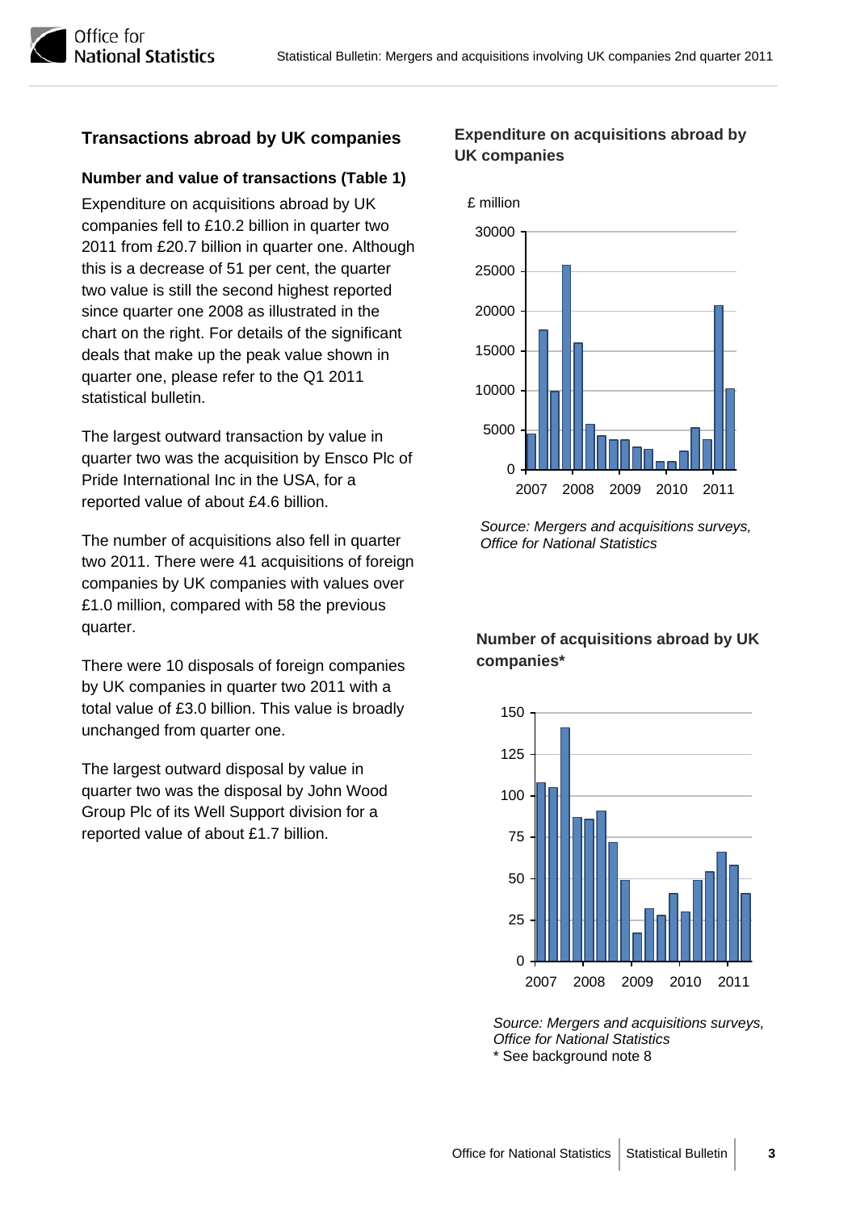## Transactions abroad by UK companies

### Number and value of transactions (Table 1)

Expenditure on acquisitions abroad by UK companies fell to £10.2 billion in quarter two 2011 from £20.7 billion in quarter one. Although this is a decrease of 51 per cent, the quarter two value is still the second highest reported since quarter one 2008 as illustrated in the chart on the right. For details of the significant deals that make up the peak value shown in quarter one, please refer to the Q1 2011 statistical bulletin.

The largest outward transaction by value in quarter two was the acquisition by Ensco Plc of Pride International Inc in the USA, for a reported value of about £4.6 billion.

The number of acquisitions also fell in quarter two 2011. There were 41 acquisitions of foreign companies by UK companies with values over £1.0 million, compared with 58 the previous quarter.

There were 10 disposals of foreign companies by UK companies in quarter two 2011 with a total value of £3.0 billion. This value is broadly unchanged from quarter one.

The largest outward disposal by value in quarter two was the disposal by John Wood Group Plc of its Well Support division for a reported value of about £1.7 billion.

### Expenditure on acquisitions abroad by UK companies

£ million

*Source: Mergers and acquisitions surveys, Office for National Statistics*

### Number of acquisitions abroad by UK companies*

*Source: Mergers and acquisitions surveys, Office for National Statistics*

\* See background note 8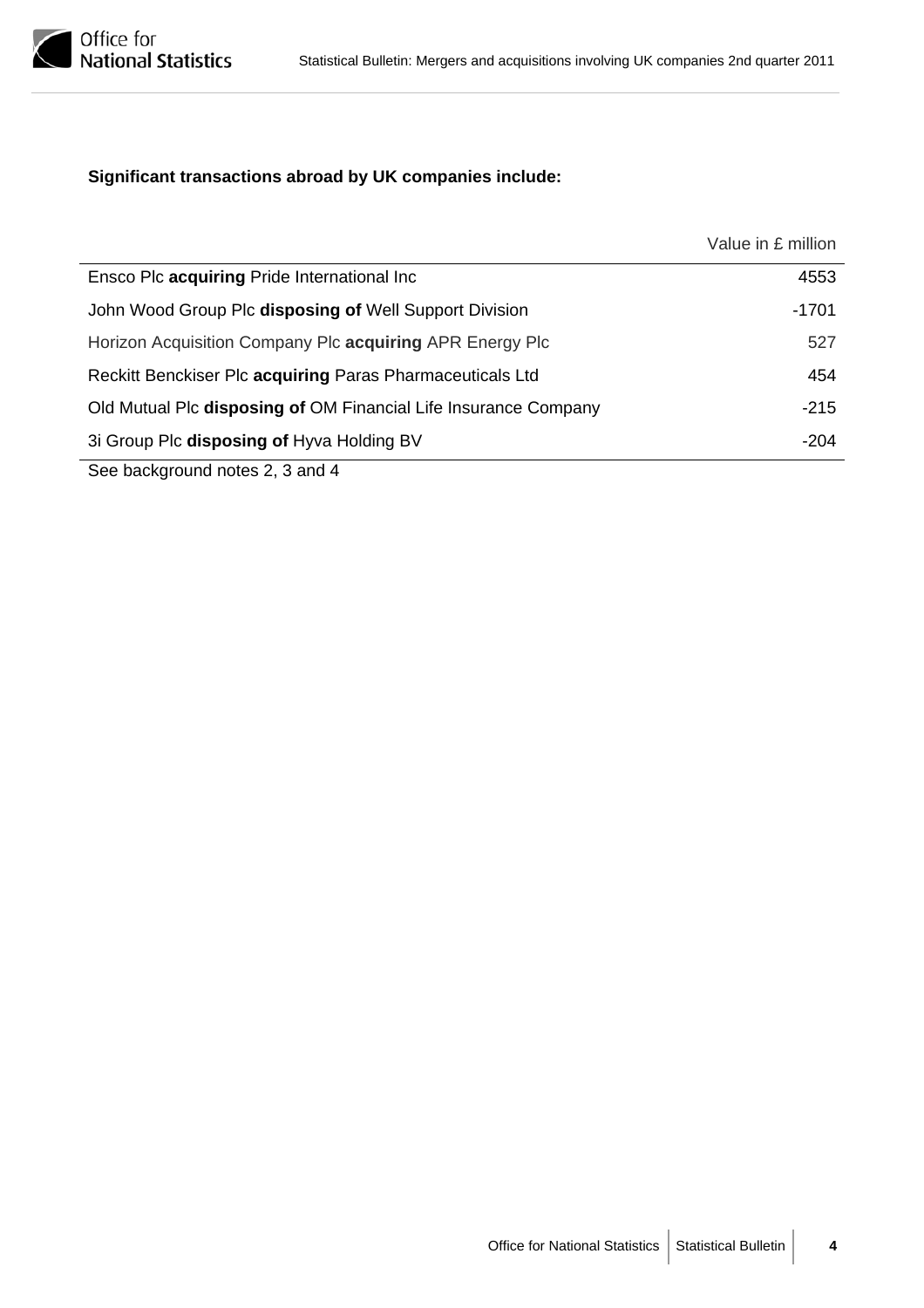**Significant transactions abroad by UK companies include:**

| | Value in £ million |
|---|---|
| Ensco Plc **acquiring** Pride International Inc | 4553 |
| John Wood Group Plc **disposing of** Well Support Division | -1701 |
| Horizon Acquisition Company Plc **acquiring** APR Energy Plc | 527 |
| Reckitt Benckiser Plc **acquiring** Paras Pharmaceuticals Ltd | 454 |
| Old Mutual Plc **disposing of** OM Financial Life Insurance Company | -215 |
| 3i Group Plc **disposing of** Hyva Holding BV | -204 |

See background notes 2, 3 and 4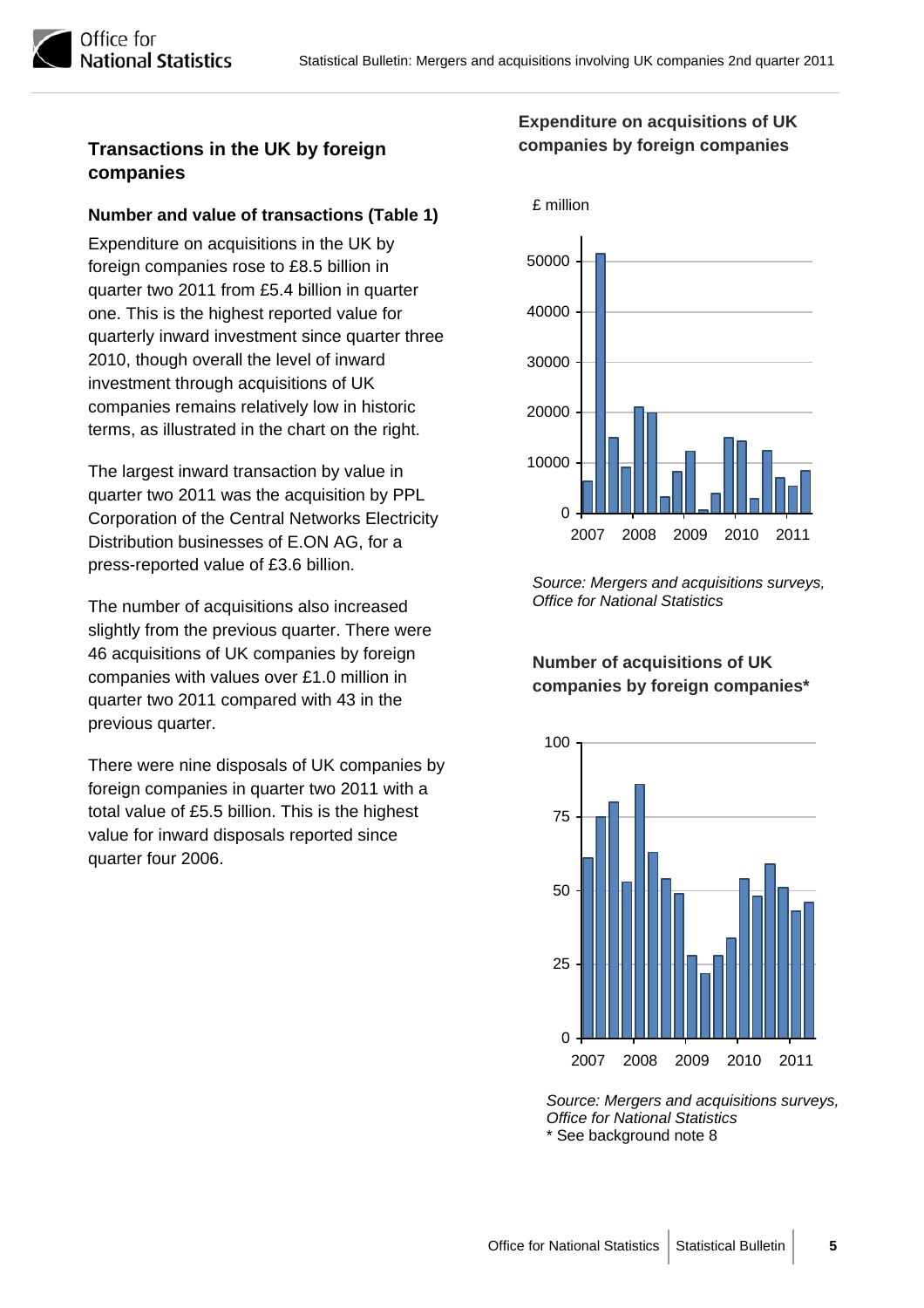## Transactions in the UK by foreign companies

### Number and value of transactions (Table 1)

Expenditure on acquisitions in the UK by foreign companies rose to £8.5 billion in quarter two 2011 from £5.4 billion in quarter one. This is the highest reported value for quarterly inward investment since quarter three 2010, though overall the level of inward investment through acquisitions of UK companies remains relatively low in historic terms, as illustrated in the chart on the right.

The largest inward transaction by value in quarter two 2011 was the acquisition by PPL Corporation of the Central Networks Electricity Distribution businesses of E.ON AG, for a press-reported value of £3.6 billion.

The number of acquisitions also increased slightly from the previous quarter. There were 46 acquisitions of UK companies by foreign companies with values over £1.0 million in quarter two 2011 compared with 43 in the previous quarter.

There were nine disposals of UK companies by foreign companies in quarter two 2011 with a total value of £5.5 billion. This is the highest value for inward disposals reported since quarter four 2006.

**Expenditure on acquisitions of UK companies by foreign companies**

£ million

*Source: Mergers and acquisitions surveys, Office for National Statistics*

**Number of acquisitions of UK companies by foreign companies***

*Source: Mergers and acquisitions surveys, Office for National Statistics*
\* See background note 8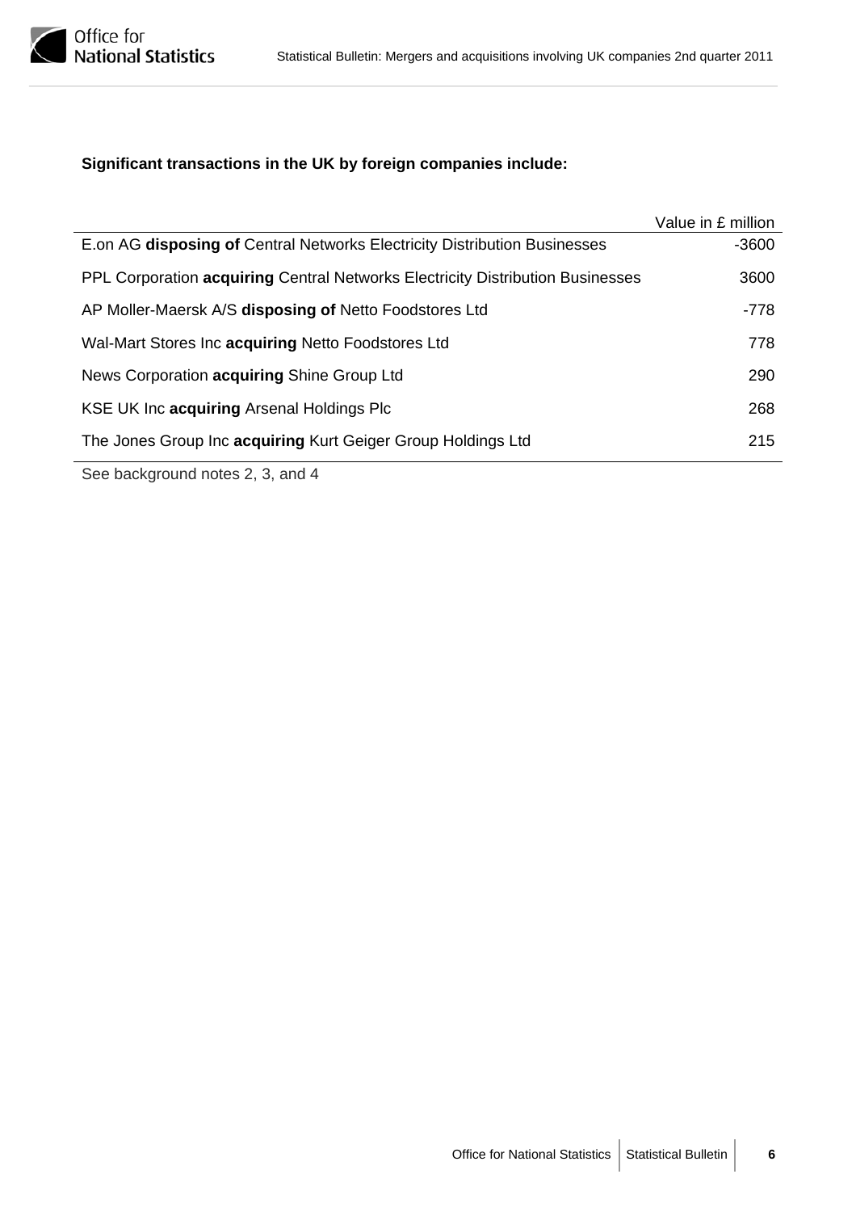**Significant transactions in the UK by foreign companies include:**

| | Value in £ million |
|---|---|
| E.on AG **disposing of** Central Networks Electricity Distribution Businesses | -3600 |
| PPL Corporation **acquiring** Central Networks Electricity Distribution Businesses | 3600 |
| AP Moller-Maersk A/S **disposing of** Netto Foodstores Ltd | -778 |
| Wal-Mart Stores Inc **acquiring** Netto Foodstores Ltd | 778 |
| News Corporation **acquiring** Shine Group Ltd | 290 |
| KSE UK Inc **acquiring** Arsenal Holdings Plc | 268 |
| The Jones Group Inc **acquiring** Kurt Geiger Group Holdings Ltd | 215 |

See background notes 2, 3, and 4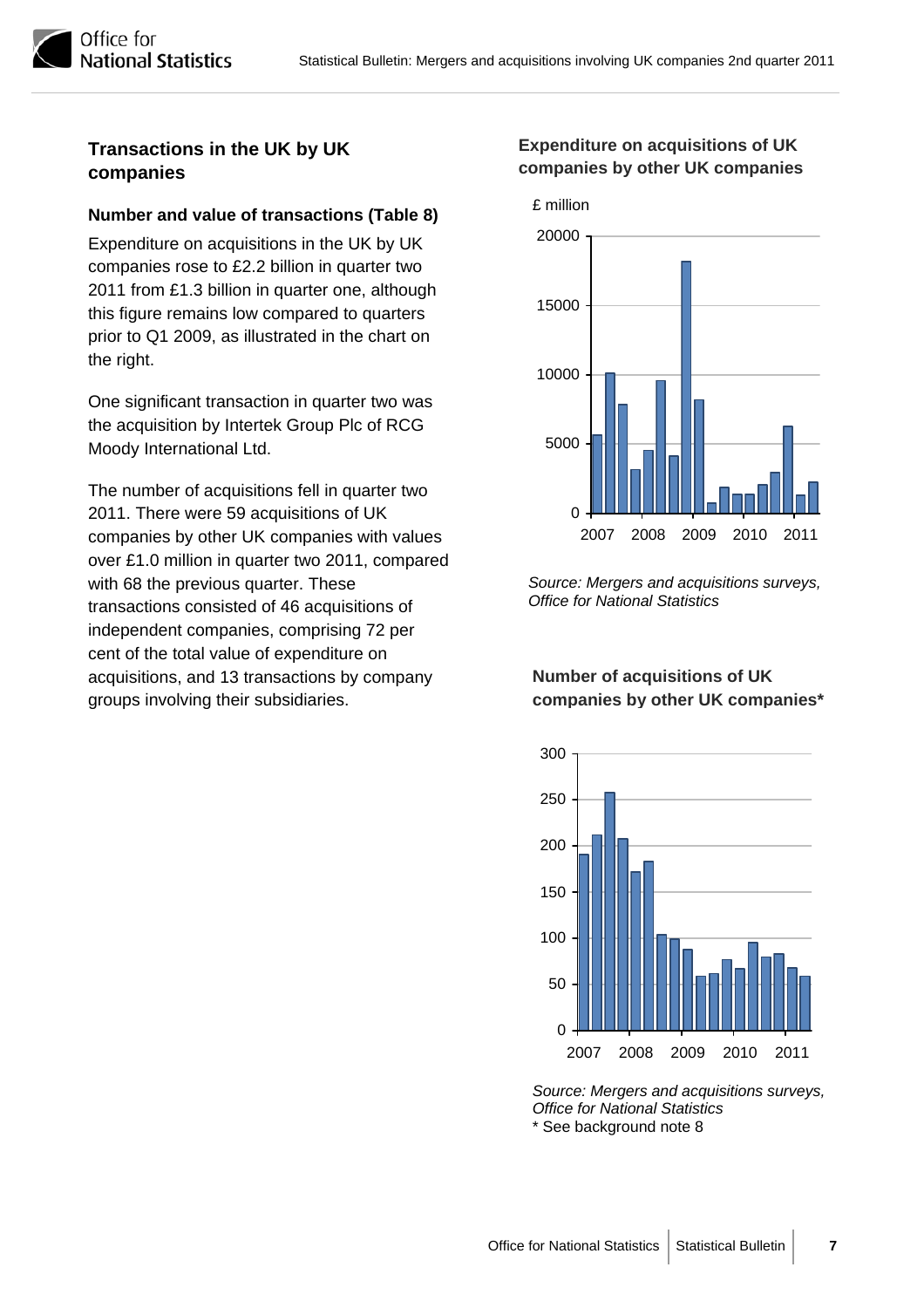## Transactions in the UK by UK companies

### Number and value of transactions (Table 8)

Expenditure on acquisitions in the UK by UK companies rose to £2.2 billion in quarter two 2011 from £1.3 billion in quarter one, although this figure remains low compared to quarters prior to Q1 2009, as illustrated in the chart on the right.

One significant transaction in quarter two was the acquisition by Intertek Group Plc of RCG Moody International Ltd.

The number of acquisitions fell in quarter two 2011. There were 59 acquisitions of UK companies by other UK companies with values over £1.0 million in quarter two 2011, compared with 68 the previous quarter. These transactions consisted of 46 acquisitions of independent companies, comprising 72 per cent of the total value of expenditure on acquisitions, and 13 transactions by company groups involving their subsidiaries.

**Expenditure on acquisitions of UK companies by other UK companies**

£ million

*Source: Mergers and acquisitions surveys, Office for National Statistics*

**Number of acquisitions of UK companies by other UK companies***

*Source: Mergers and acquisitions surveys, Office for National Statistics*

* See background note 8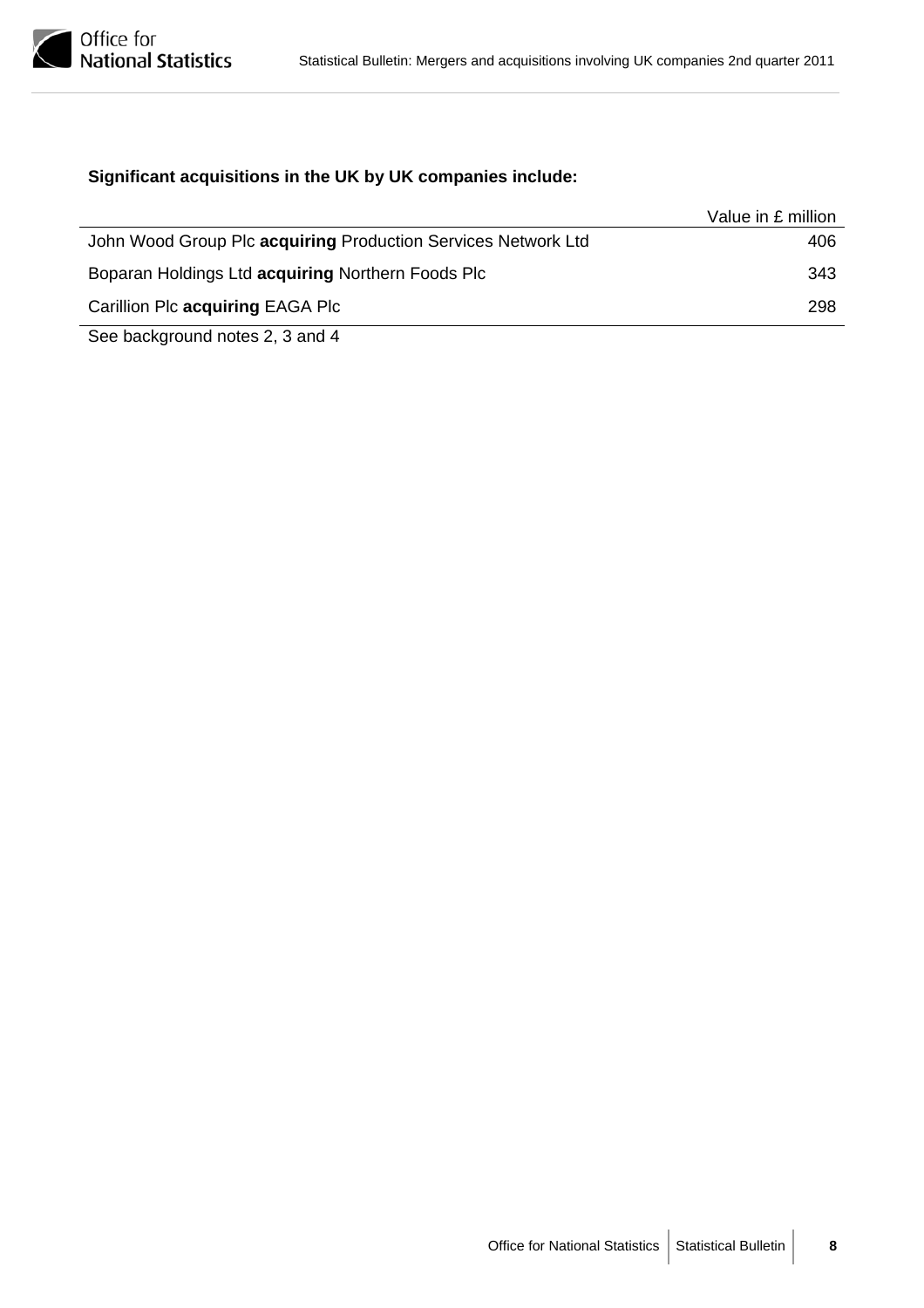**Significant acquisitions in the UK by UK companies include:**

| | Value in £ million |
|---|---|
| John Wood Group Plc **acquiring** Production Services Network Ltd | 406 |
| Boparan Holdings Ltd **acquiring** Northern Foods Plc | 343 |
| Carillion Plc **acquiring** EAGA Plc | 298 |

See background notes 2, 3 and 4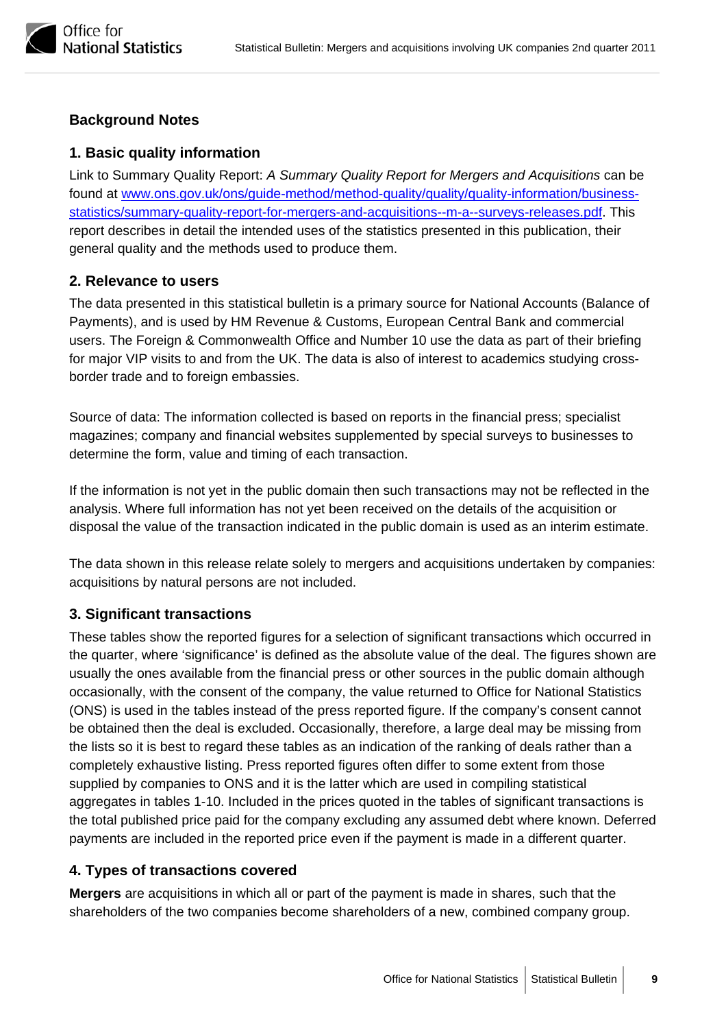## Background Notes

### 1. Basic quality information

Link to Summary Quality Report: *A Summary Quality Report for Mergers and Acquisitions* can be found at [www.ons.gov.uk/ons/guide-method/method-quality/quality/quality-information/business-statistics/summary-quality-report-for-mergers-and-acquisitions--m-a--surveys-releases.pdf](www.ons.gov.uk/ons/guide-method/method-quality/quality/quality-information/business-statistics/summary-quality-report-for-mergers-and-acquisitions--m-a--surveys-releases.pdf). This report describes in detail the intended uses of the statistics presented in this publication, their general quality and the methods used to produce them.

### 2. Relevance to users

The data presented in this statistical bulletin is a primary source for National Accounts (Balance of Payments), and is used by HM Revenue & Customs, European Central Bank and commercial users. The Foreign & Commonwealth Office and Number 10 use the data as part of their briefing for major VIP visits to and from the UK. The data is also of interest to academics studying cross-border trade and to foreign embassies.

Source of data: The information collected is based on reports in the financial press; specialist magazines; company and financial websites supplemented by special surveys to businesses to determine the form, value and timing of each transaction.

If the information is not yet in the public domain then such transactions may not be reflected in the analysis. Where full information has not yet been received on the details of the acquisition or disposal the value of the transaction indicated in the public domain is used as an interim estimate.

The data shown in this release relate solely to mergers and acquisitions undertaken by companies: acquisitions by natural persons are not included.

### 3. Significant transactions

These tables show the reported figures for a selection of significant transactions which occurred in the quarter, where 'significance' is defined as the absolute value of the deal. The figures shown are usually the ones available from the financial press or other sources in the public domain although occasionally, with the consent of the company, the value returned to Office for National Statistics (ONS) is used in the tables instead of the press reported figure. If the company's consent cannot be obtained then the deal is excluded. Occasionally, therefore, a large deal may be missing from the lists so it is best to regard these tables as an indication of the ranking of deals rather than a completely exhaustive listing. Press reported figures often differ to some extent from those supplied by companies to ONS and it is the latter which are used in compiling statistical aggregates in tables 1-10. Included in the prices quoted in the tables of significant transactions is the total published price paid for the company excluding any assumed debt where known. Deferred payments are included in the reported price even if the payment is made in a different quarter.

### 4. Types of transactions covered

**Mergers** are acquisitions in which all or part of the payment is made in shares, such that the shareholders of the two companies become shareholders of a new, combined company group.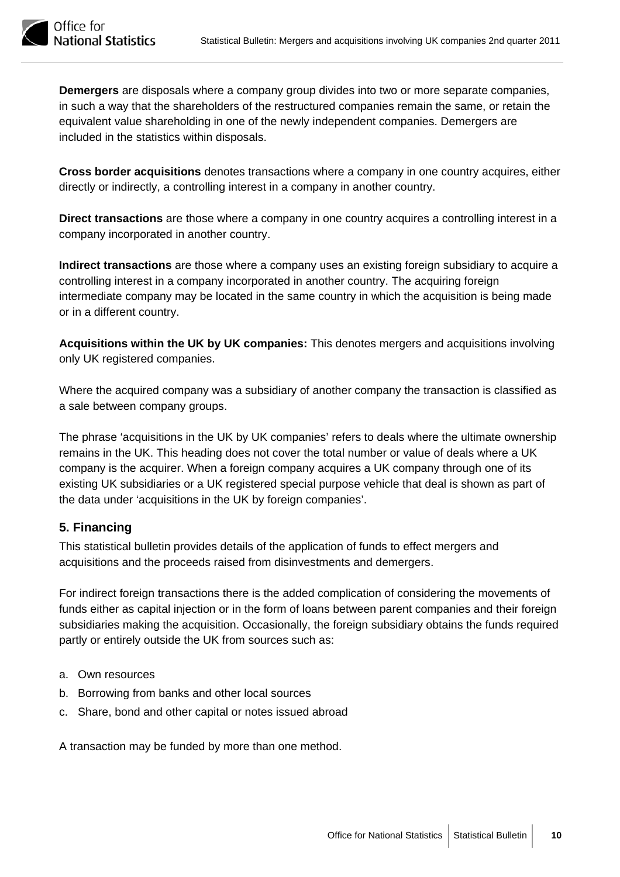**Demergers** are disposals where a company group divides into two or more separate companies, in such a way that the shareholders of the restructured companies remain the same, or retain the equivalent value shareholding in one of the newly independent companies. Demergers are included in the statistics within disposals.

**Cross border acquisitions** denotes transactions where a company in one country acquires, either directly or indirectly, a controlling interest in a company in another country.

**Direct transactions** are those where a company in one country acquires a controlling interest in a company incorporated in another country.

**Indirect transactions** are those where a company uses an existing foreign subsidiary to acquire a controlling interest in a company incorporated in another country. The acquiring foreign intermediate company may be located in the same country in which the acquisition is being made or in a different country.

**Acquisitions within the UK by UK companies:** This denotes mergers and acquisitions involving only UK registered companies.

Where the acquired company was a subsidiary of another company the transaction is classified as a sale between company groups.

The phrase 'acquisitions in the UK by UK companies' refers to deals where the ultimate ownership remains in the UK. This heading does not cover the total number or value of deals where a UK company is the acquirer. When a foreign company acquires a UK company through one of its existing UK subsidiaries or a UK registered special purpose vehicle that deal is shown as part of the data under 'acquisitions in the UK by foreign companies'.

## 5. Financing

This statistical bulletin provides details of the application of funds to effect mergers and acquisitions and the proceeds raised from disinvestments and demergers.

For indirect foreign transactions there is the added complication of considering the movements of funds either as capital injection or in the form of loans between parent companies and their foreign subsidiaries making the acquisition. Occasionally, the foreign subsidiary obtains the funds required partly or entirely outside the UK from sources such as:

a. Own resources
b. Borrowing from banks and other local sources
c. Share, bond and other capital or notes issued abroad

A transaction may be funded by more than one method.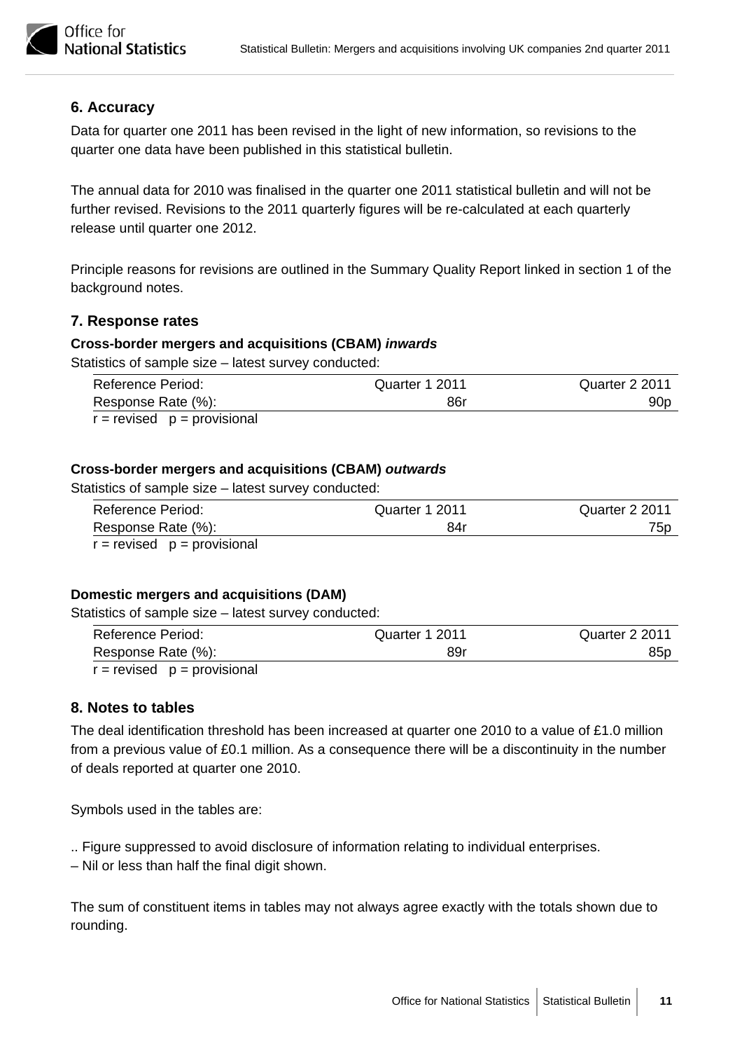## 6. Accuracy

Data for quarter one 2011 has been revised in the light of new information, so revisions to the quarter one data have been published in this statistical bulletin.

The annual data for 2010 was finalised in the quarter one 2011 statistical bulletin and will not be further revised. Revisions to the 2011 quarterly figures will be re-calculated at each quarterly release until quarter one 2012.

Principle reasons for revisions are outlined in the Summary Quality Report linked in section 1 of the background notes.

## 7. Response rates

**Cross-border mergers and acquisitions (CBAM)** ***inwards***

Statistics of sample size – latest survey conducted:

| Reference Period: | Quarter 1 2011 | Quarter 2 2011 |
|---|---|---|
| Response Rate (%): | 86r | 90p |

r = revised   p = provisional

**Cross-border mergers and acquisitions (CBAM)** ***outwards***

Statistics of sample size – latest survey conducted:

| Reference Period: | Quarter 1 2011 | Quarter 2 2011 |
|---|---|---|
| Response Rate (%): | 84r | 75p |

r = revised   p = provisional

**Domestic mergers and acquisitions (DAM)**

Statistics of sample size – latest survey conducted:

| Reference Period: | Quarter 1 2011 | Quarter 2 2011 |
|---|---|---|
| Response Rate (%): | 89r | 85p |

r = revised   p = provisional

## 8. Notes to tables

The deal identification threshold has been increased at quarter one 2010 to a value of £1.0 million from a previous value of £0.1 million. As a consequence there will be a discontinuity in the number of deals reported at quarter one 2010.

Symbols used in the tables are:

.. Figure suppressed to avoid disclosure of information relating to individual enterprises.
– Nil or less than half the final digit shown.

The sum of constituent items in tables may not always agree exactly with the totals shown due to rounding.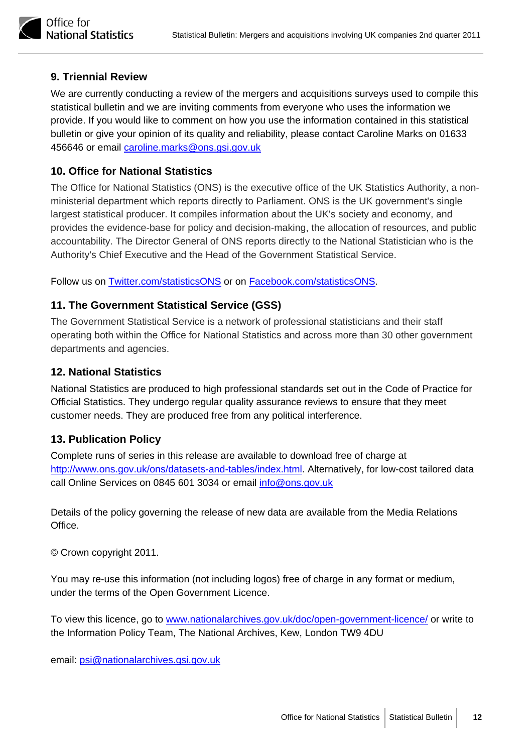## 9. Triennial Review

We are currently conducting a review of the mergers and acquisitions surveys used to compile this statistical bulletin and we are inviting comments from everyone who uses the information we provide. If you would like to comment on how you use the information contained in this statistical bulletin or give your opinion of its quality and reliability, please contact Caroline Marks on 01633 456646 or email caroline.marks@ons.gsi.gov.uk

## 10. Office for National Statistics

The Office for National Statistics (ONS) is the executive office of the UK Statistics Authority, a non-ministerial department which reports directly to Parliament. ONS is the UK government's single largest statistical producer. It compiles information about the UK's society and economy, and provides the evidence-base for policy and decision-making, the allocation of resources, and public accountability. The Director General of ONS reports directly to the National Statistician who is the Authority's Chief Executive and the Head of the Government Statistical Service.

Follow us on Twitter.com/statisticsONS or on Facebook.com/statisticsONS.

## 11. The Government Statistical Service (GSS)

The Government Statistical Service is a network of professional statisticians and their staff operating both within the Office for National Statistics and across more than 30 other government departments and agencies.

## 12. National Statistics

National Statistics are produced to high professional standards set out in the Code of Practice for Official Statistics. They undergo regular quality assurance reviews to ensure that they meet customer needs. They are produced free from any political interference.

## 13. Publication Policy

Complete runs of series in this release are available to download free of charge at http://www.ons.gov.uk/ons/datasets-and-tables/index.html. Alternatively, for low-cost tailored data call Online Services on 0845 601 3034 or email info@ons.gov.uk

Details of the policy governing the release of new data are available from the Media Relations Office.

© Crown copyright 2011.

You may re-use this information (not including logos) free of charge in any format or medium, under the terms of the Open Government Licence.

To view this licence, go to www.nationalarchives.gov.uk/doc/open-government-licence/ or write to the Information Policy Team, The National Archives, Kew, London TW9 4DU

email: psi@nationalarchives.gsi.gov.uk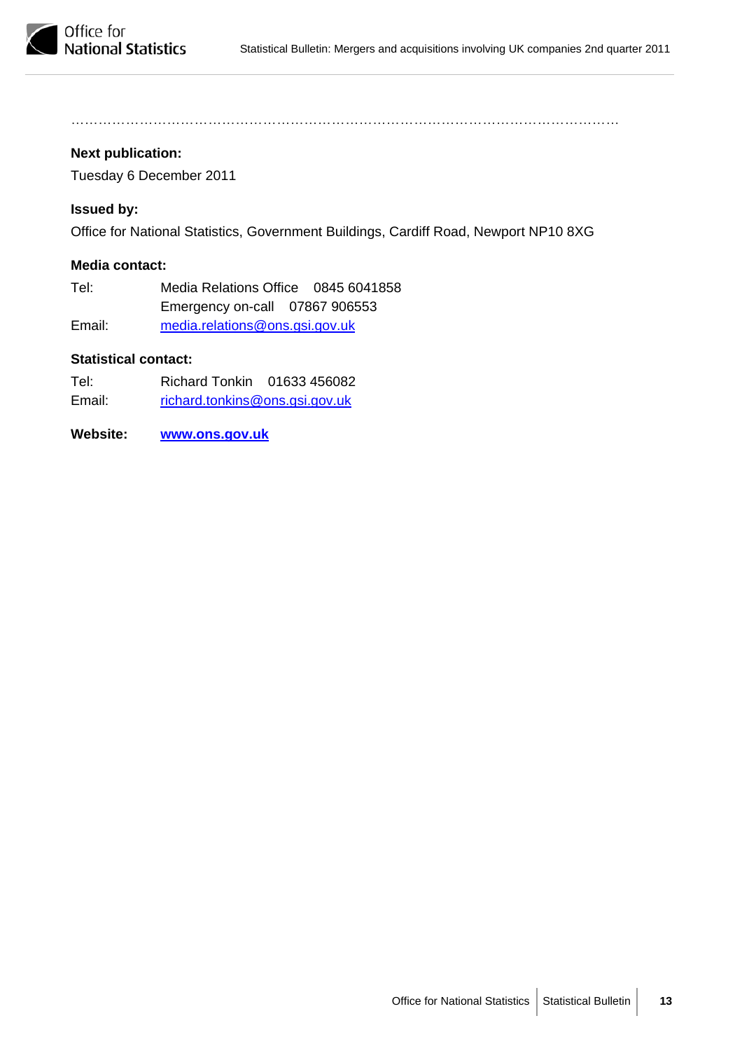……………………………………………………………………………………………………………

**Next publication:**

Tuesday 6 December 2011

**Issued by:**

Office for National Statistics, Government Buildings, Cardiff Road, Newport NP10 8XG

**Media contact:**

Tel: Media Relations Office 0845 6041858
Emergency on-call 07867 906553

Email: media.relations@ons.gsi.gov.uk

**Statistical contact:**

Tel: Richard Tonkin 01633 456082

Email: richard.tonkins@ons.gsi.gov.uk

**Website:** **www.ons.gov.uk**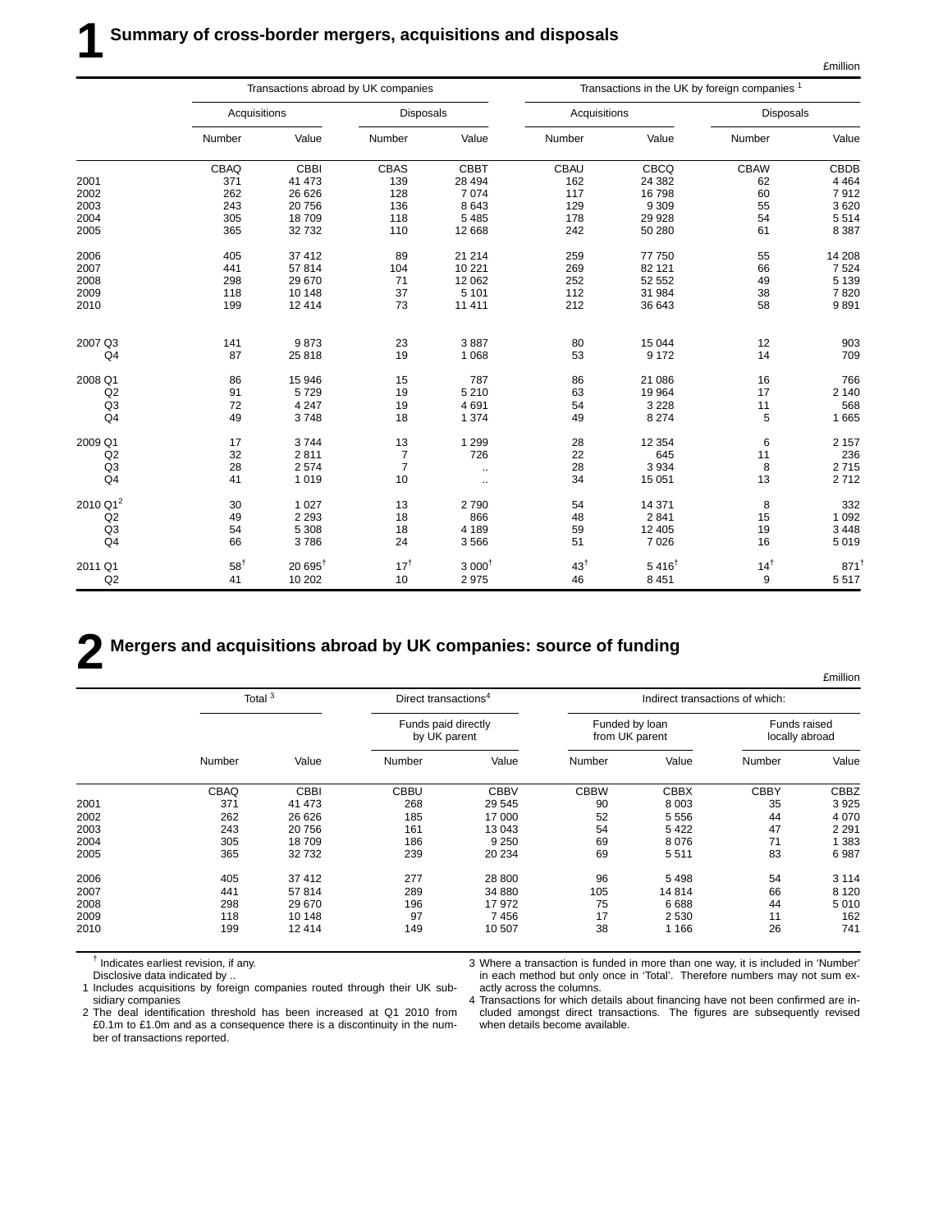# 1 Summary of cross-border mergers, acquisitions and disposals

£million

| | Transactions abroad by UK companies | | | | Transactions in the UK by foreign companies [1] | | | |
|---|---|---|---|---|---|---|---|---|
| | Acquisitions | | Disposals | | Acquisitions | | Disposals | |
| | Number | Value | Number | Value | Number | Value | Number | Value |
| | CBAQ | CBBI | CBAS | CBBT | CBAU | CBCQ | CBAW | CBDB |
| 2001 | 371 | 41 473 | 139 | 28 494 | 162 | 24 382 | 62 | 4 464 |
| 2002 | 262 | 26 626 | 128 | 7 074 | 117 | 16 798 | 60 | 7 912 |
| 2003 | 243 | 20 756 | 136 | 8 643 | 129 | 9 309 | 55 | 3 620 |
| 2004 | 305 | 18 709 | 118 | 5 485 | 178 | 29 928 | 54 | 5 514 |
| 2005 | 365 | 32 732 | 110 | 12 668 | 242 | 50 280 | 61 | 8 387 |
| 2006 | 405 | 37 412 | 89 | 21 214 | 259 | 77 750 | 55 | 14 208 |
| 2007 | 441 | 57 814 | 104 | 10 221 | 269 | 82 121 | 66 | 7 524 |
| 2008 | 298 | 29 670 | 71 | 12 062 | 252 | 52 552 | 49 | 5 139 |
| 2009 | 118 | 10 148 | 37 | 5 101 | 112 | 31 984 | 38 | 7 820 |
| 2010 | 199 | 12 414 | 73 | 11 411 | 212 | 36 643 | 58 | 9 891 |
| 2007 Q3 | 141 | 9 873 | 23 | 3 887 | 80 | 15 044 | 12 | 903 |
| Q4 | 87 | 25 818 | 19 | 1 068 | 53 | 9 172 | 14 | 709 |
| 2008 Q1 | 86 | 15 946 | 15 | 787 | 86 | 21 086 | 16 | 766 |
| Q2 | 91 | 5 729 | 19 | 5 210 | 63 | 19 964 | 17 | 2 140 |
| Q3 | 72 | 4 247 | 19 | 4 691 | 54 | 3 228 | 11 | 568 |
| Q4 | 49 | 3 748 | 18 | 1 374 | 49 | 8 274 | 5 | 1 665 |
| 2009 Q1 | 17 | 3 744 | 13 | 1 299 | 28 | 12 354 | 6 | 2 157 |
| Q2 | 32 | 2 811 | 7 | 726 | 22 | 645 | 11 | 236 |
| Q3 | 28 | 2 574 | 7 | .. | 28 | 3 934 | 8 | 2 715 |
| Q4 | 41 | 1 019 | 10 | .. | 34 | 15 051 | 13 | 2 712 |
| 2010 Q1[2] | 30 | 1 027 | 13 | 2 790 | 54 | 14 371 | 8 | 332 |
| Q2 | 49 | 2 293 | 18 | 866 | 48 | 2 841 | 15 | 1 092 |
| Q3 | 54 | 5 308 | 18 | 4 189 | 59 | 12 405 | 19 | 3 448 |
| Q4 | 66 | 3 786 | 24 | 3 566 | 51 | 7 026 | 16 | 5 019 |
| 2011 Q1 | 58† | 20 695† | 17† | 3 000† | 43† | 5 416† | 14† | 871† |
| Q2 | 41 | 10 202 | 10 | 2 975 | 46 | 8 451 | 9 | 5 517 |

# 2 Mergers and acquisitions abroad by UK companies: source of funding

£million

| | Total [3] | | Direct transactions[4] | | Indirect transactions of which: | | | |
|---|---|---|---|---|---|---|---|---|
| | | | Funds paid directly by UK parent | | Funded by loan from UK parent | | Funds raised locally abroad | |
| | Number | Value | Number | Value | Number | Value | Number | Value |
| | CBAQ | CBBI | CBBU | CBBV | CBBW | CBBX | CBBY | CBBZ |
| 2001 | 371 | 41 473 | 268 | 29 545 | 90 | 8 003 | 35 | 3 925 |
| 2002 | 262 | 26 626 | 185 | 17 000 | 52 | 5 556 | 44 | 4 070 |
| 2003 | 243 | 20 756 | 161 | 13 043 | 54 | 5 422 | 47 | 2 291 |
| 2004 | 305 | 18 709 | 186 | 9 250 | 69 | 8 076 | 71 | 1 383 |
| 2005 | 365 | 32 732 | 239 | 20 234 | 69 | 5 511 | 83 | 6 987 |
| 2006 | 405 | 37 412 | 277 | 28 800 | 96 | 5 498 | 54 | 3 114 |
| 2007 | 441 | 57 814 | 289 | 34 880 | 105 | 14 814 | 66 | 8 120 |
| 2008 | 298 | 29 670 | 196 | 17 972 | 75 | 6 688 | 44 | 5 010 |
| 2009 | 118 | 10 148 | 97 | 7 456 | 17 | 2 530 | 11 | 162 |
| 2010 | 199 | 12 414 | 149 | 10 507 | 38 | 1 166 | 26 | 741 |

† Indicates earliest revision, if any.
Disclosive data indicated by ..

1 Includes acquisitions by foreign companies routed through their UK subsidiary companies

2 The deal identification threshold has been increased at Q1 2010 from £0.1m to £1.0m and as a consequence there is a discontinuity in the number of transactions reported.

3 Where a transaction is funded in more than one way, it is included in 'Number' in each method but only once in 'Total'. Therefore numbers may not sum exactly across the columns.

4 Transactions for which details about financing have not been confirmed are included amongst direct transactions. The figures are subsequently revised when details become available.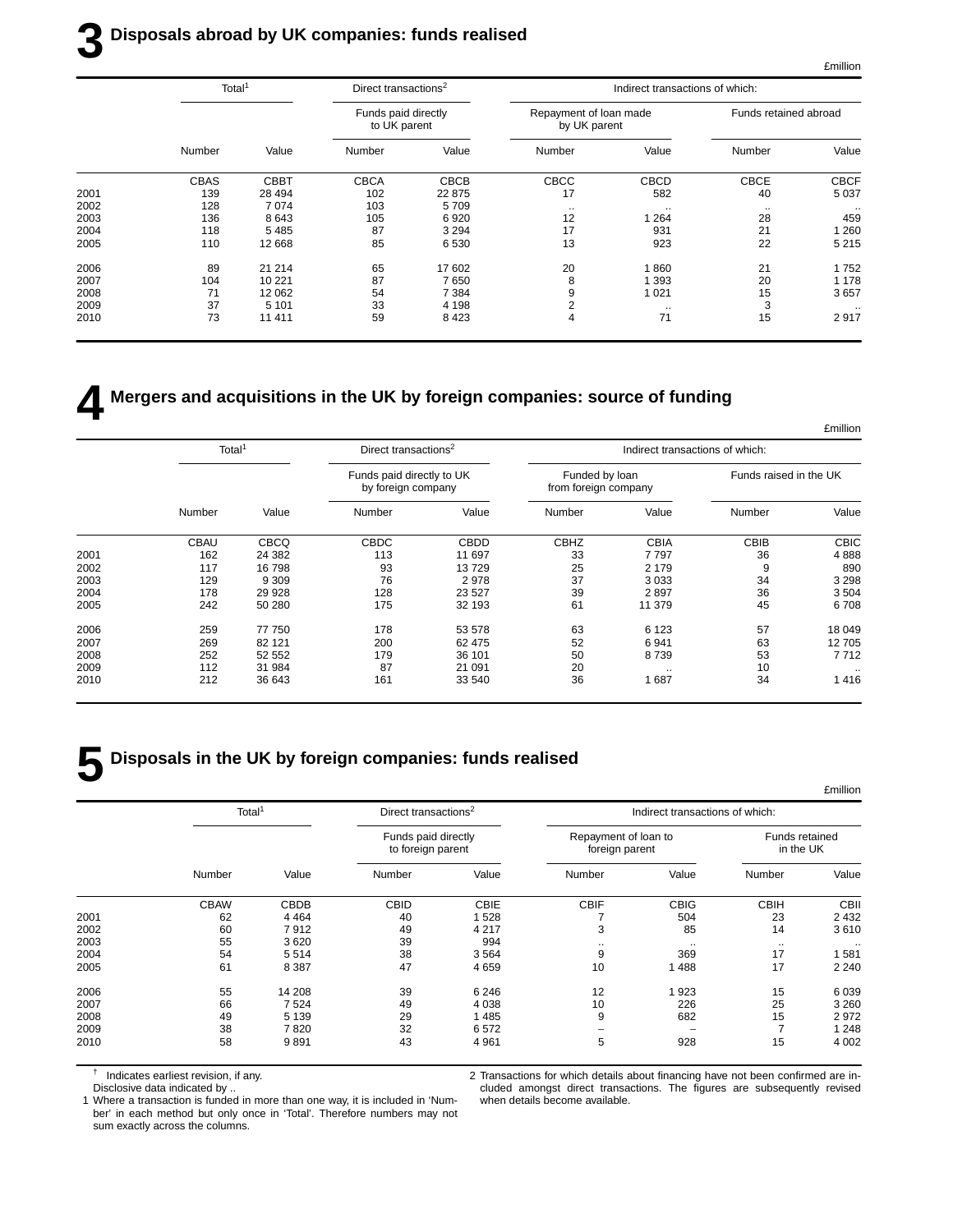# 3 Disposals abroad by UK companies: funds realised

£million

| | Total[1] | | Direct transactions[2] | | Indirect transactions of which: | | | |
|---|---|---|---|---|---|---|---|---|
| | | | Funds paid directly to UK parent | | Repayment of loan made by UK parent | | Funds retained abroad | |
| | Number | Value | Number | Value | Number | Value | Number | Value |
| | CBAS | CBBT | CBCA | CBCB | CBCC | CBCD | CBCE | CBCF |
| 2001 | 139 | 28 494 | 102 | 22 875 | 17 | 582 | 40 | 5 037 |
| 2002 | 128 | 7 074 | 103 | 5 709 | .. | .. | .. | .. |
| 2003 | 136 | 8 643 | 105 | 6 920 | 12 | 1 264 | 28 | 459 |
| 2004 | 118 | 5 485 | 87 | 3 294 | 17 | 931 | 21 | 1 260 |
| 2005 | 110 | 12 668 | 85 | 6 530 | 13 | 923 | 22 | 5 215 |
| 2006 | 89 | 21 214 | 65 | 17 602 | 20 | 1 860 | 21 | 1 752 |
| 2007 | 104 | 10 221 | 87 | 7 650 | 8 | 1 393 | 20 | 1 178 |
| 2008 | 71 | 12 062 | 54 | 7 384 | 9 | 1 021 | 15 | 3 657 |
| 2009 | 37 | 5 101 | 33 | 4 198 | 2 | .. | 3 | .. |
| 2010 | 73 | 11 411 | 59 | 8 423 | 4 | 71 | 15 | 2 917 |

# 4 Mergers and acquisitions in the UK by foreign companies: source of funding

£million

| | Total[1] | | Direct transactions[2] | | Indirect transactions of which: | | | |
|---|---|---|---|---|---|---|---|---|
| | | | Funds paid directly to UK by foreign company | | Funded by loan from foreign company | | Funds raised in the UK | |
| | Number | Value | Number | Value | Number | Value | Number | Value |
| | CBAU | CBCQ | CBDC | CBDD | CBHZ | CBIA | CBIB | CBIC |
| 2001 | 162 | 24 382 | 113 | 11 697 | 33 | 7 797 | 36 | 4 888 |
| 2002 | 117 | 16 798 | 93 | 13 729 | 25 | 2 179 | 9 | 890 |
| 2003 | 129 | 9 309 | 76 | 2 978 | 37 | 3 033 | 34 | 3 298 |
| 2004 | 178 | 29 928 | 128 | 23 527 | 39 | 2 897 | 36 | 3 504 |
| 2005 | 242 | 50 280 | 175 | 32 193 | 61 | 11 379 | 45 | 6 708 |
| 2006 | 259 | 77 750 | 178 | 53 578 | 63 | 6 123 | 57 | 18 049 |
| 2007 | 269 | 82 121 | 200 | 62 475 | 52 | 6 941 | 63 | 12 705 |
| 2008 | 252 | 52 552 | 179 | 36 101 | 50 | 8 739 | 53 | 7 712 |
| 2009 | 112 | 31 984 | 87 | 21 091 | 20 | .. | 10 | .. |
| 2010 | 212 | 36 643 | 161 | 33 540 | 36 | 1 687 | 34 | 1 416 |

# 5 Disposals in the UK by foreign companies: funds realised

£million

| | Total[1] | | Direct transactions[2] | | Indirect transactions of which: | | | |
|---|---|---|---|---|---|---|---|---|
| | | | Funds paid directly to foreign parent | | Repayment of loan to foreign parent | | Funds retained in the UK | |
| | Number | Value | Number | Value | Number | Value | Number | Value |
| | CBAW | CBDB | CBID | CBIE | CBIF | CBIG | CBIH | CBII |
| 2001 | 62 | 4 464 | 40 | 1 528 | 7 | 504 | 23 | 2 432 |
| 2002 | 60 | 7 912 | 49 | 4 217 | 3 | 85 | 14 | 3 610 |
| 2003 | 55 | 3 620 | 39 | 994 | .. | .. | .. | .. |
| 2004 | 54 | 5 514 | 38 | 3 564 | 9 | 369 | 17 | 1 581 |
| 2005 | 61 | 8 387 | 47 | 4 659 | 10 | 1 488 | 17 | 2 240 |
| 2006 | 55 | 14 208 | 39 | 6 246 | 12 | 1 923 | 15 | 6 039 |
| 2007 | 66 | 7 524 | 49 | 4 038 | 10 | 226 | 25 | 3 260 |
| 2008 | 49 | 5 139 | 29 | 1 485 | 9 | 682 | 15 | 2 972 |
| 2009 | 38 | 7 820 | 32 | 6 572 | – | – | 7 | 1 248 |
| 2010 | 58 | 9 891 | 43 | 4 961 | 5 | 928 | 15 | 4 002 |

† Indicates earliest revision, if any.
Disclosive data indicated by ..

1 Where a transaction is funded in more than one way, it is included in 'Number' in each method but only once in 'Total'. Therefore numbers may not sum exactly across the columns.

2 Transactions for which details about financing have not been confirmed are included amongst direct transactions. The figures are subsequently revised when details become available.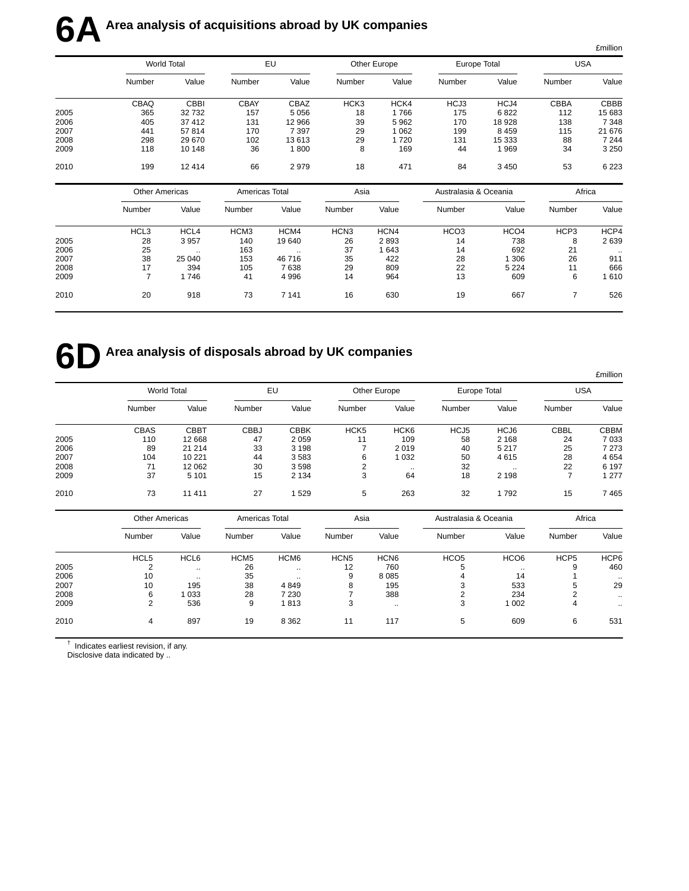# 6A Area analysis of acquisitions abroad by UK companies

£million

| | World Total | | EU | | Other Europe | | Europe Total | | USA | |
|---|---|---|---|---|---|---|---|---|---|---|
| | Number | Value | Number | Value | Number | Value | Number | Value | Number | Value |
| | CBAQ | CBBI | CBAY | CBAZ | HCK3 | HCK4 | HCJ3 | HCJ4 | CBBA | CBBB |
| 2005 | 365 | 32 732 | 157 | 5 056 | 18 | 1 766 | 175 | 6 822 | 112 | 15 683 |
| 2006 | 405 | 37 412 | 131 | 12 966 | 39 | 5 962 | 170 | 18 928 | 138 | 7 348 |
| 2007 | 441 | 57 814 | 170 | 7 397 | 29 | 1 062 | 199 | 8 459 | 115 | 21 676 |
| 2008 | 298 | 29 670 | 102 | 13 613 | 29 | 1 720 | 131 | 15 333 | 88 | 7 244 |
| 2009 | 118 | 10 148 | 36 | 1 800 | 8 | 169 | 44 | 1 969 | 34 | 3 250 |
| 2010 | 199 | 12 414 | 66 | 2 979 | 18 | 471 | 84 | 3 450 | 53 | 6 223 |

| | Other Americas | | Americas Total | | Asia | | Australasia & Oceania | | Africa | |
|---|---|---|---|---|---|---|---|---|---|---|
| | Number | Value | Number | Value | Number | Value | Number | Value | Number | Value |
| | HCL3 | HCL4 | HCM3 | HCM4 | HCN3 | HCN4 | HCO3 | HCO4 | HCP3 | HCP4 |
| 2005 | 28 | 3 957 | 140 | 19 640 | 26 | 2 893 | 14 | 738 | 8 | 2 639 |
| 2006 | 25 | .. | 163 | .. | 37 | 1 643 | 14 | 692 | 21 | .. |
| 2007 | 38 | 25 040 | 153 | 46 716 | 35 | 422 | 28 | 1 306 | 26 | 911 |
| 2008 | 17 | 394 | 105 | 7 638 | 29 | 809 | 22 | 5 224 | 11 | 666 |
| 2009 | 7 | 1 746 | 41 | 4 996 | 14 | 964 | 13 | 609 | 6 | 1 610 |
| 2010 | 20 | 918 | 73 | 7 141 | 16 | 630 | 19 | 667 | 7 | 526 |

# 6D Area analysis of disposals abroad by UK companies

£million

| | World Total | | EU | | Other Europe | | Europe Total | | USA | |
|---|---|---|---|---|---|---|---|---|---|---|
| | Number | Value | Number | Value | Number | Value | Number | Value | Number | Value |
| | CBAS | CBBT | CBBJ | CBBK | HCK5 | HCK6 | HCJ5 | HCJ6 | CBBL | CBBM |
| 2005 | 110 | 12 668 | 47 | 2 059 | 11 | 109 | 58 | 2 168 | 24 | 7 033 |
| 2006 | 89 | 21 214 | 33 | 3 198 | 7 | 2 019 | 40 | 5 217 | 25 | 7 273 |
| 2007 | 104 | 10 221 | 44 | 3 583 | 6 | 1 032 | 50 | 4 615 | 28 | 4 654 |
| 2008 | 71 | 12 062 | 30 | 3 598 | 2 | .. | 32 | .. | 22 | 6 197 |
| 2009 | 37 | 5 101 | 15 | 2 134 | 3 | 64 | 18 | 2 198 | 7 | 1 277 |
| 2010 | 73 | 11 411 | 27 | 1 529 | 5 | 263 | 32 | 1 792 | 15 | 7 465 |

| | Other Americas | | Americas Total | | Asia | | Australasia & Oceania | | Africa | |
|---|---|---|---|---|---|---|---|---|---|---|
| | Number | Value | Number | Value | Number | Value | Number | Value | Number | Value |
| | HCL5 | HCL6 | HCM5 | HCM6 | HCN5 | HCN6 | HCO5 | HCO6 | HCP5 | HCP6 |
| 2005 | 2 | .. | 26 | .. | 12 | 760 | 5 | .. | 9 | 460 |
| 2006 | 10 | .. | 35 | .. | 9 | 8 085 | 4 | 14 | 1 | .. |
| 2007 | 10 | 195 | 38 | 4 849 | 8 | 195 | 3 | 533 | 5 | 29 |
| 2008 | 6 | 1 033 | 28 | 7 230 | 7 | 388 | 2 | 234 | 2 | .. |
| 2009 | 2 | 536 | 9 | 1 813 | 3 | .. | 3 | 1 002 | 4 | .. |
| 2010 | 4 | 897 | 19 | 8 362 | 11 | 117 | 5 | 609 | 6 | 531 |

† Indicates earliest revision, if any.
Disclosive data indicated by ..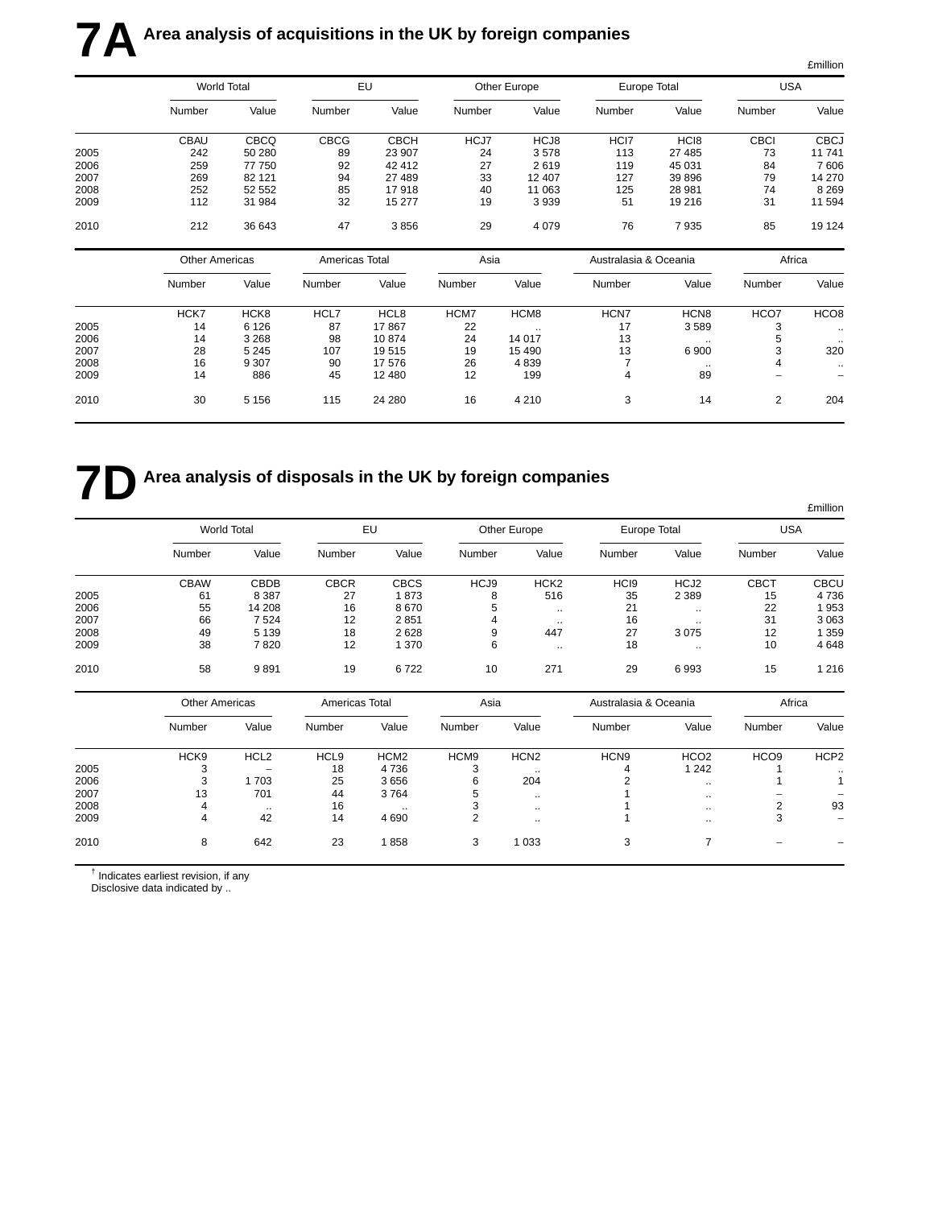# 7A Area analysis of acquisitions in the UK by foreign companies

£million

| | World Total | | EU | | Other Europe | | Europe Total | | USA | |
|---|---|---|---|---|---|---|---|---|---|---|
| | Number | Value | Number | Value | Number | Value | Number | Value | Number | Value |
| | CBAU | CBCQ | CBCG | CBCH | HCJ7 | HCJ8 | HCI7 | HCI8 | CBCI | CBCJ |
| 2005 | 242 | 50 280 | 89 | 23 907 | 24 | 3 578 | 113 | 27 485 | 73 | 11 741 |
| 2006 | 259 | 77 750 | 92 | 42 412 | 27 | 2 619 | 119 | 45 031 | 84 | 7 606 |
| 2007 | 269 | 82 121 | 94 | 27 489 | 33 | 12 407 | 127 | 39 896 | 79 | 14 270 |
| 2008 | 252 | 52 552 | 85 | 17 918 | 40 | 11 063 | 125 | 28 981 | 74 | 8 269 |
| 2009 | 112 | 31 984 | 32 | 15 277 | 19 | 3 939 | 51 | 19 216 | 31 | 11 594 |
| 2010 | 212 | 36 643 | 47 | 3 856 | 29 | 4 079 | 76 | 7 935 | 85 | 19 124 |

| | Other Americas | | Americas Total | | Asia | | Australasia & Oceania | | Africa | |
|---|---|---|---|---|---|---|---|---|---|---|
| | Number | Value | Number | Value | Number | Value | Number | Value | Number | Value |
| | HCK7 | HCK8 | HCL7 | HCL8 | HCM7 | HCM8 | HCN7 | HCN8 | HCO7 | HCO8 |
| 2005 | 14 | 6 126 | 87 | 17 867 | 22 | .. | 17 | 3 589 | 3 | .. |
| 2006 | 14 | 3 268 | 98 | 10 874 | 24 | 14 017 | 13 | .. | 5 | .. |
| 2007 | 28 | 5 245 | 107 | 19 515 | 19 | 15 490 | 13 | 6 900 | 3 | 320 |
| 2008 | 16 | 9 307 | 90 | 17 576 | 26 | 4 839 | 7 | .. | 4 | .. |
| 2009 | 14 | 886 | 45 | 12 480 | 12 | 199 | 4 | 89 | – | – |
| 2010 | 30 | 5 156 | 115 | 24 280 | 16 | 4 210 | 3 | 14 | 2 | 204 |

# 7D Area analysis of disposals in the UK by foreign companies

£million

| | World Total | | EU | | Other Europe | | Europe Total | | USA | |
|---|---|---|---|---|---|---|---|---|---|---|
| | Number | Value | Number | Value | Number | Value | Number | Value | Number | Value |
| | CBAW | CBDB | CBCR | CBCS | HCJ9 | HCK2 | HCI9 | HCJ2 | CBCT | CBCU |
| 2005 | 61 | 8 387 | 27 | 1 873 | 8 | 516 | 35 | 2 389 | 15 | 4 736 |
| 2006 | 55 | 14 208 | 16 | 8 670 | 5 | .. | 21 | .. | 22 | 1 953 |
| 2007 | 66 | 7 524 | 12 | 2 851 | 4 | .. | 16 | .. | 31 | 3 063 |
| 2008 | 49 | 5 139 | 18 | 2 628 | 9 | 447 | 27 | 3 075 | 12 | 1 359 |
| 2009 | 38 | 7 820 | 12 | 1 370 | 6 | .. | 18 | .. | 10 | 4 648 |
| 2010 | 58 | 9 891 | 19 | 6 722 | 10 | 271 | 29 | 6 993 | 15 | 1 216 |

| | Other Americas | | Americas Total | | Asia | | Australasia & Oceania | | Africa | |
|---|---|---|---|---|---|---|---|---|---|---|
| | Number | Value | Number | Value | Number | Value | Number | Value | Number | Value |
| | HCK9 | HCL2 | HCL9 | HCM2 | HCM9 | HCN2 | HCN9 | HCO2 | HCO9 | HCP2 |
| 2005 | 3 | – | 18 | 4 736 | 3 | .. | 4 | 1 242 | 1 | .. |
| 2006 | 3 | 1 703 | 25 | 3 656 | 6 | 204 | 2 | .. | 1 | 1 |
| 2007 | 13 | 701 | 44 | 3 764 | 5 | .. | 1 | .. | – | – |
| 2008 | 4 | .. | 16 | .. | 3 | .. | 1 | .. | 2 | 93 |
| 2009 | 4 | 42 | 14 | 4 690 | 2 | .. | 1 | .. | 3 | – |
| 2010 | 8 | 642 | 23 | 1 858 | 3 | 1 033 | 3 | 7 | – | – |

† Indicates earliest revision, if any
Disclosive data indicated by ..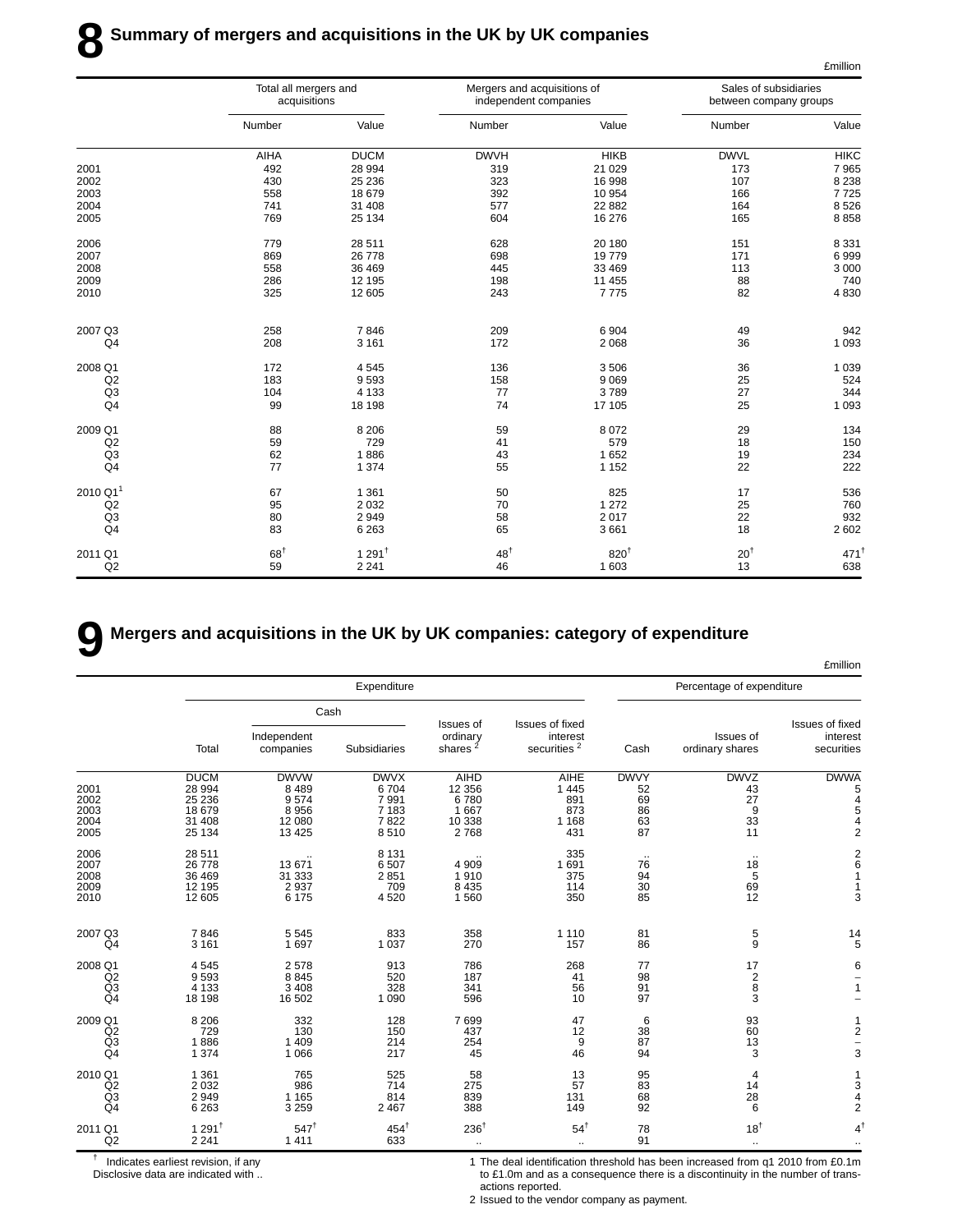# 8 Summary of mergers and acquisitions in the UK by UK companies

£million

| | Total all mergers and acquisitions | | Mergers and acquisitions of independent companies | | Sales of subsidiaries between company groups | |
|---|---|---|---|---|---|---|
| | Number | Value | Number | Value | Number | Value |
| | AIHA | DUCM | DWVH | HIKB | DWVL | HIKC |
| 2001 | 492 | 28 994 | 319 | 21 029 | 173 | 7 965 |
| 2002 | 430 | 25 236 | 323 | 16 998 | 107 | 8 238 |
| 2003 | 558 | 18 679 | 392 | 10 954 | 166 | 7 725 |
| 2004 | 741 | 31 408 | 577 | 22 882 | 164 | 8 526 |
| 2005 | 769 | 25 134 | 604 | 16 276 | 165 | 8 858 |
| 2006 | 779 | 28 511 | 628 | 20 180 | 151 | 8 331 |
| 2007 | 869 | 26 778 | 698 | 19 779 | 171 | 6 999 |
| 2008 | 558 | 36 469 | 445 | 33 469 | 113 | 3 000 |
| 2009 | 286 | 12 195 | 198 | 11 455 | 88 | 740 |
| 2010 | 325 | 12 605 | 243 | 7 775 | 82 | 4 830 |
| 2007 Q3 | 258 | 7 846 | 209 | 6 904 | 49 | 942 |
| Q4 | 208 | 3 161 | 172 | 2 068 | 36 | 1 093 |
| 2008 Q1 | 172 | 4 545 | 136 | 3 506 | 36 | 1 039 |
| Q2 | 183 | 9 593 | 158 | 9 069 | 25 | 524 |
| Q3 | 104 | 4 133 | 77 | 3 789 | 27 | 344 |
| Q4 | 99 | 18 198 | 74 | 17 105 | 25 | 1 093 |
| 2009 Q1 | 88 | 8 206 | 59 | 8 072 | 29 | 134 |
| Q2 | 59 | 729 | 41 | 579 | 18 | 150 |
| Q3 | 62 | 1 886 | 43 | 1 652 | 19 | 234 |
| Q4 | 77 | 1 374 | 55 | 1 152 | 22 | 222 |
| 2010 Q1[1] | 67 | 1 361 | 50 | 825 | 17 | 536 |
| Q2 | 95 | 2 032 | 70 | 1 272 | 25 | 760 |
| Q3 | 80 | 2 949 | 58 | 2 017 | 22 | 932 |
| Q4 | 83 | 6 263 | 65 | 3 661 | 18 | 2 602 |
| 2011 Q1 | 68† | 1 291† | 48† | 820† | 20† | 471† |
| Q2 | 59 | 2 241 | 46 | 1 603 | 13 | 638 |

# 9 Mergers and acquisitions in the UK by UK companies: category of expenditure

£million

| | Expenditure | | | | | Percentage of expenditure | | |
|---|---|---|---|---|---|---|---|---|
| | | Cash | | | | | | |
| | Total | Independent companies | Subsidiaries | Issues of ordinary shares [2] | Issues of fixed interest securities [2] | Cash | Issues of ordinary shares | Issues of fixed interest securities |
| | DUCM | DWVW | DWVX | AIHD | AIHE | DWVY | DWVZ | DWWA |
| 2001 | 28 994 | 8 489 | 6 704 | 12 356 | 1 445 | 52 | 43 | 5 |
| 2002 | 25 236 | 9 574 | 7 991 | 6 780 | 891 | 69 | 27 | 4 |
| 2003 | 18 679 | 8 956 | 7 183 | 1 667 | 873 | 86 | 9 | 5 |
| 2004 | 31 408 | 12 080 | 7 822 | 10 338 | 1 168 | 63 | 33 | 4 |
| 2005 | 25 134 | 13 425 | 8 510 | 2 768 | 431 | 87 | 11 | 2 |
| 2006 | 28 511 | .. | 8 131 | .. | 335 | .. | .. | 2 |
| 2007 | 26 778 | 13 671 | 6 507 | 4 909 | 1 691 | 76 | 18 | 6 |
| 2008 | 36 469 | 31 333 | 2 851 | 1 910 | 375 | 94 | 5 | 1 |
| 2009 | 12 195 | 2 937 | 709 | 8 435 | 114 | 30 | 69 | 1 |
| 2010 | 12 605 | 6 175 | 4 520 | 1 560 | 350 | 85 | 12 | 3 |
| 2007 Q3 | 7 846 | 5 545 | 833 | 358 | 1 110 | 81 | 5 | 14 |
| Q4 | 3 161 | 1 697 | 1 037 | 270 | 157 | 86 | 9 | 5 |
| 2008 Q1 | 4 545 | 2 578 | 913 | 786 | 268 | 77 | 17 | 6 |
| Q2 | 9 593 | 8 845 | 520 | 187 | 41 | 98 | 2 | – |
| Q3 | 4 133 | 3 408 | 328 | 341 | 56 | 91 | 8 | 1 |
| Q4 | 18 198 | 16 502 | 1 090 | 596 | 10 | 97 | 3 | – |
| 2009 Q1 | 8 206 | 332 | 128 | 7 699 | 47 | 6 | 93 | 1 |
| Q2 | 729 | 130 | 150 | 437 | 12 | 38 | 60 | 2 |
| Q3 | 1 886 | 1 409 | 214 | 254 | 9 | 87 | 13 | – |
| Q4 | 1 374 | 1 066 | 217 | 45 | 46 | 94 | 3 | 3 |
| 2010 Q1 | 1 361 | 765 | 525 | 58 | 13 | 95 | 4 | 1 |
| Q2 | 2 032 | 986 | 714 | 275 | 57 | 83 | 14 | 3 |
| Q3 | 2 949 | 1 165 | 814 | 839 | 131 | 68 | 28 | 4 |
| Q4 | 6 263 | 3 259 | 2 467 | 388 | 149 | 92 | 6 | 2 |
| 2011 Q1 | 1 291† | 547† | 454† | 236† | 54† | 78 | 18† | 4† |
| Q2 | 2 241 | 1 411 | 633 | .. | .. | 91 | .. | .. |

† Indicates earliest revision, if any

Disclosive data are indicated with ..

1 The deal identification threshold has been increased from q1 2010 from £0.1m to £1.0m and as a consequence there is a discontinuity in the number of transactions reported.

2 Issued to the vendor company as payment.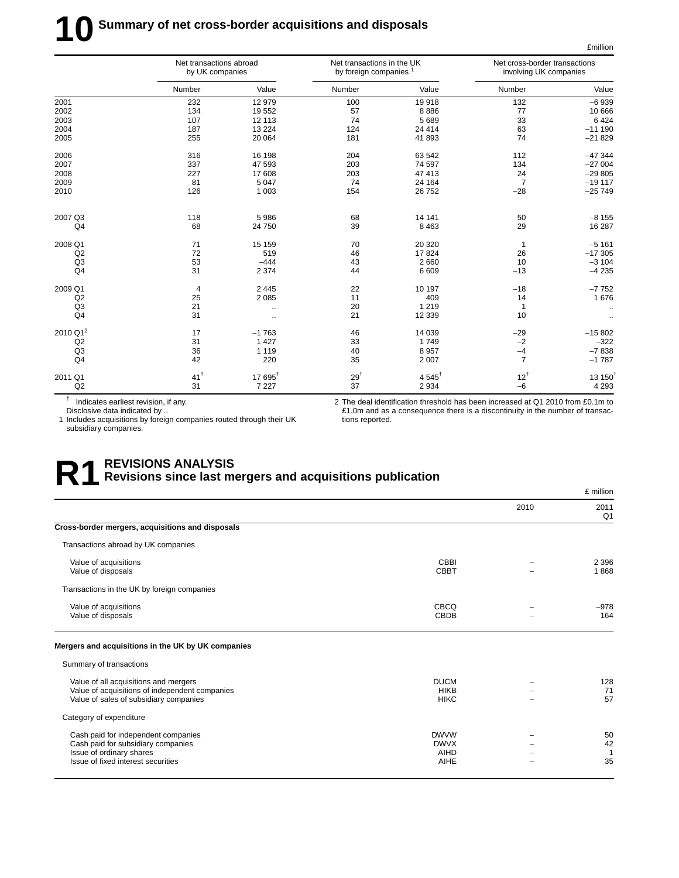# 10 Summary of net cross-border acquisitions and disposals

£million

| | Net transactions abroad by UK companies | | Net transactions in the UK by foreign companies [1] | | Net cross-border transactions involving UK companies | |
|---|---|---|---|---|---|---|
| | Number | Value | Number | Value | Number | Value |
| 2001 | 232 | 12 979 | 100 | 19 918 | 132 | –6 939 |
| 2002 | 134 | 19 552 | 57 | 8 886 | 77 | 10 666 |
| 2003 | 107 | 12 113 | 74 | 5 689 | 33 | 6 424 |
| 2004 | 187 | 13 224 | 124 | 24 414 | 63 | –11 190 |
| 2005 | 255 | 20 064 | 181 | 41 893 | 74 | –21 829 |
| 2006 | 316 | 16 198 | 204 | 63 542 | 112 | –47 344 |
| 2007 | 337 | 47 593 | 203 | 74 597 | 134 | –27 004 |
| 2008 | 227 | 17 608 | 203 | 47 413 | 24 | –29 805 |
| 2009 | 81 | 5 047 | 74 | 24 164 | 7 | –19 117 |
| 2010 | 126 | 1 003 | 154 | 26 752 | –28 | –25 749 |
| 2007 Q3 | 118 | 5 986 | 68 | 14 141 | 50 | –8 155 |
| Q4 | 68 | 24 750 | 39 | 8 463 | 29 | 16 287 |
| 2008 Q1 | 71 | 15 159 | 70 | 20 320 | 1 | –5 161 |
| Q2 | 72 | 519 | 46 | 17 824 | 26 | –17 305 |
| Q3 | 53 | –444 | 43 | 2 660 | 10 | –3 104 |
| Q4 | 31 | 2 374 | 44 | 6 609 | –13 | –4 235 |
| 2009 Q1 | 4 | 2 445 | 22 | 10 197 | –18 | –7 752 |
| Q2 | 25 | 2 085 | 11 | 409 | 14 | 1 676 |
| Q3 | 21 | .. | 20 | 1 219 | 1 | .. |
| Q4 | 31 | .. | 21 | 12 339 | 10 | .. |
| 2010 Q1[2] | 17 | –1 763 | 46 | 14 039 | –29 | –15 802 |
| Q2 | 31 | 1 427 | 33 | 1 749 | –2 | –322 |
| Q3 | 36 | 1 119 | 40 | 8 957 | –4 | –7 838 |
| Q4 | 42 | 220 | 35 | 2 007 | 7 | –1 787 |
| 2011 Q1 | 41 † | 17 695 † | 29 † | 4 545 † | 12 † | 13 150 † |
| Q2 | 31 | 7 227 | 37 | 2 934 | –6 | 4 293 |

† Indicates earliest revision, if any.
Disclosive data indicated by ..

1 Includes acquisitions by foreign companies routed through their UK subsidiary companies.

2 The deal identification threshold has been increased at Q1 2010 from £0.1m to £1.0m and as a consequence there is a discontinuity in the number of transactions reported.

# R1 REVISIONS ANALYSIS
## Revisions since last mergers and acquisitions publication

£ million

| | | 2010 | 2011 Q1 |
|---|---|---|---|
| **Cross-border mergers, acquisitions and disposals** | | | |
| Transactions abroad by UK companies | | | |
| Value of acquisitions | CBBI | – | 2 396 |
| Value of disposals | CBBT | – | 1 868 |
| Transactions in the UK by foreign companies | | | |
| Value of acquisitions | CBCQ | – | –978 |
| Value of disposals | CBDB | – | 164 |
| **Mergers and acquisitions in the UK by UK companies** | | | |
| Summary of transactions | | | |
| Value of all acquisitions and mergers | DUCM | – | 128 |
| Value of acquisitions of independent companies | HIKB | – | 71 |
| Value of sales of subsidiary companies | HIKC | – | 57 |
| Category of expenditure | | | |
| Cash paid for independent companies | DWVW | – | 50 |
| Cash paid for subsidiary companies | DWVX | – | 42 |
| Issue of ordinary shares | AIHD | – | 1 |
| Issue of fixed interest securities | AIHE | – | 35 |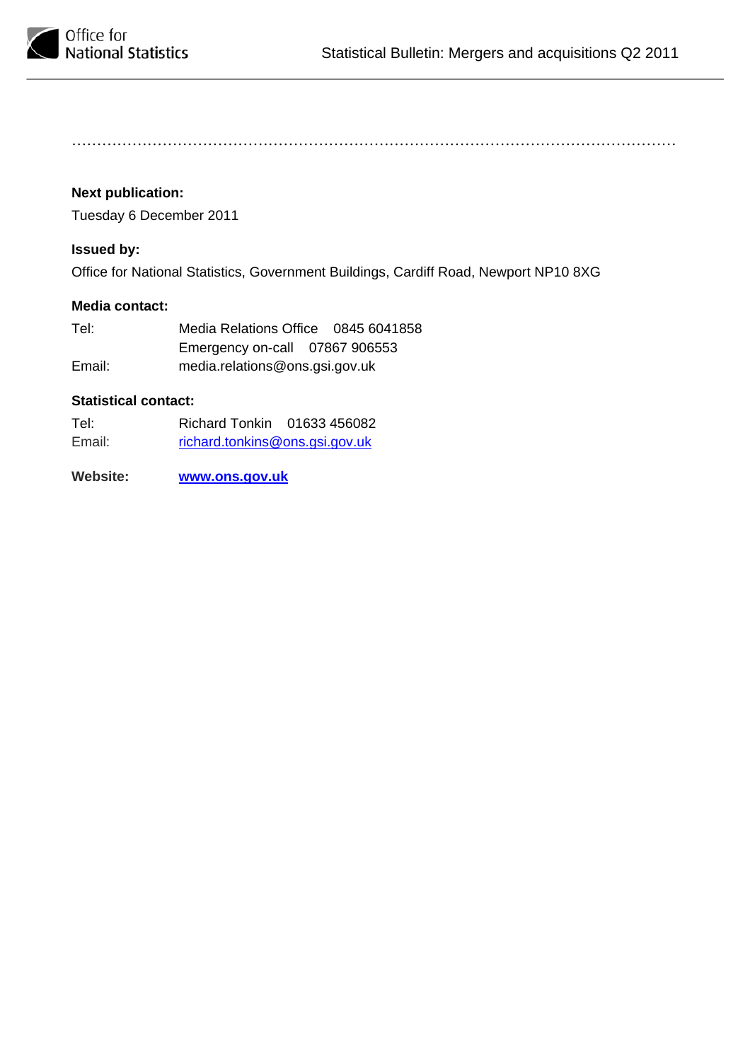**Next publication:**

Tuesday 6 December 2011

**Issued by:**

Office for National Statistics, Government Buildings, Cardiff Road, Newport NP10 8XG

**Media contact:**

| | |
|---|---|
| Tel: | Media Relations Office 0845 6041858 |
| | Emergency on-call 07867 906553 |
| Email: | media.relations@ons.gsi.gov.uk |

**Statistical contact:**

| | |
|---|---|
| Tel: | Richard Tonkin 01633 456082 |
| Email: | richard.tonkins@ons.gsi.gov.uk |

**Website:** **www.ons.gov.uk**